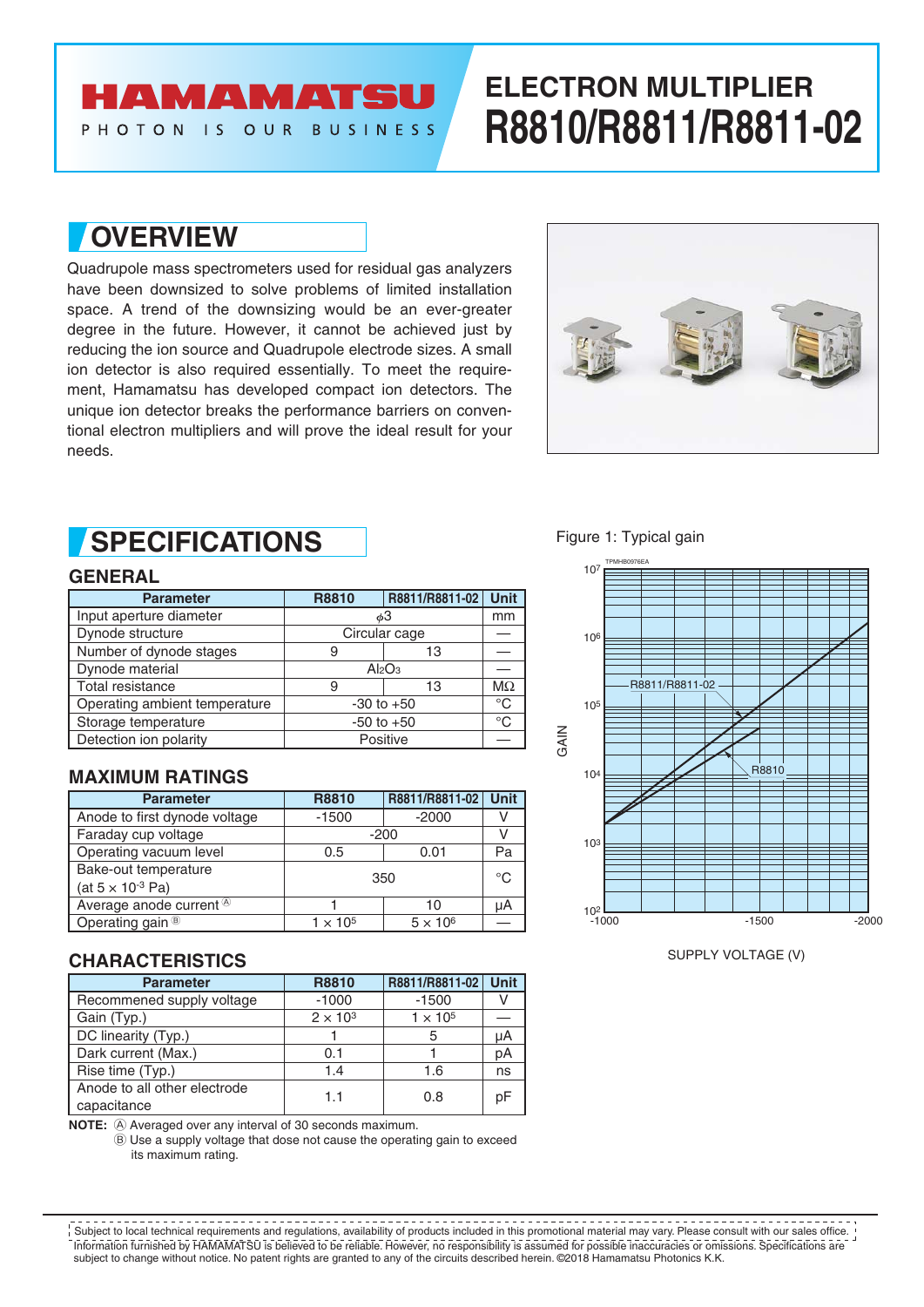# ELECTRON MULTIPLIER R8810/R8811/R8811-02

## OVERVIEW

Quadrupole mass spectrometers used for residual gas analyzers have been downsized to solve problems of limited installation space. A trend of the downsizing would be an ever-greater degree in the future. However, it cannot be achieved just by reducing the ion source and Quadrupole electrode sizes. A small ion detector is also required essentially. To meet the requirement, Hamamatsu has developed compact ion detectors. The unique ion detector breaks the performance barriers on conventional electron multipliers and will prove the ideal result for your needs.

## SPECIFICATIONS

### GENERAL

| Parameter | R8810 | R8811/R8811-02 | Unit |
|---|---|---|---|
| Input aperture diameter | $\phi$3 | | mm |
| Dynode structure | Circular cage | | — |
| Number of dynode stages | 9 | 13 | — |
| Dynode material | $Al_2O_3$ | | — |
| Total resistance | 9 | 13 | MΩ |
| Operating ambient temperature | -30 to +50 | | °C |
| Storage temperature | -50 to +50 | | °C |
| Detection ion polarity | Positive | | — |

### MAXIMUM RATINGS

| Parameter | R8810 | R8811/R8811-02 | Unit |
|---|---|---|---|
| Anode to first dynode voltage | -1500 | -2000 | V |
| Faraday cup voltage | -200 | | V |
| Operating vacuum level | 0.5 | 0.01 | Pa |
| Bake-out temperature (at $5 \times 10^{-3}$ Pa) | 350 | | °C |
| Average anode current Ⓐ | 1 | 10 | μA |
| Operating gain Ⓑ | $1 \times 10^5$ | $5 \times 10^6$ | — |

### CHARACTERISTICS

| Parameter | R8810 | R8811/R8811-02 | Unit |
|---|---|---|---|
| Recommened supply voltage | -1000 | -1500 | V |
| Gain (Typ.) | $2 \times 10^3$ | $1 \times 10^5$ | — |
| DC linearity (Typ.) | 1 | 5 | μA |
| Dark current (Max.) | 0.1 | 1 | pA |
| Rise time (Typ.) | 1.4 | 1.6 | ns |
| Anode to all other electrode capacitance | 1.1 | 0.8 | pF |

**NOTE:** Ⓐ Averaged over any interval of 30 seconds maximum.
Ⓑ Use a supply voltage that dose not cause the operating gain to exceed its maximum rating.

Figure 1: Typical gain

Subject to local technical requirements and regulations, availability of products included in this promotional material may vary. Please consult with our sales office. Information furnished by HAMAMATSU is believed to be reliable. However, no responsibility is assumed for possible inaccuracies or omissions. Specifications are subject to change without notice. No patent rights are granted to any of the circuits described herein. ©2018 Hamamatsu Photonics K.K.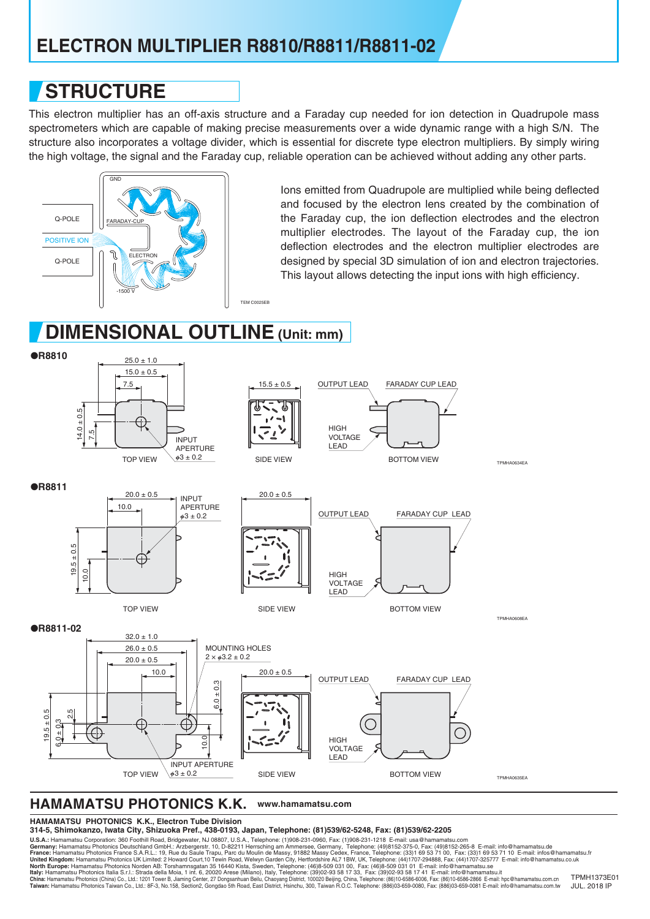# ELECTRON MULTIPLIER R8810/R8811/R8811-02

## STRUCTURE

This electron multiplier has an off-axis structure and a Faraday cup needed for ion detection in Quadrupole mass spectrometers which are capable of making precise measurements over a wide dynamic range with a high S/N. The structure also incorporates a voltage divider, which is essential for discrete type electron multipliers. By simply wiring the high voltage, the signal and the Faraday cup, reliable operation can be achieved without adding any other parts.

GND
Q-POLE
FARADAY-CUP
POSITIVE ION
Q-POLE
ELECTRON
-1500 V
TEM C0025EB

Ions emitted from Quadrupole are multiplied while being deflected and focused by the electron lens created by the combination of the Faraday cup, the ion deflection electrodes and the electron multiplier electrodes. The layout of the Faraday cup, the ion deflection electrodes and the electron multiplier electrodes are designed by special 3D simulation of ion and electron trajectories. This layout allows detecting the input ions with high efficiency.

## DIMENSIONAL OUTLINE (Unit: mm)

●R8810

25.0 ± 1.0
15.0 ± 0.5
7.5
14.0 ± 0.5
7.5
INPUT APERTURE
ϕ3 ± 0.2
TOP VIEW
15.5 ± 0.5
SIDE VIEW
OUTPUT LEAD
FARADAY CUP LEAD
HIGH VOLTAGE LEAD
BOTTOM VIEW
TPMHA0634EA

●R8811

20.0 ± 0.5
10.0
INPUT APERTURE
ϕ3 ± 0.2
19.5 ± 0.5
10.0
TOP VIEW
20.0 ± 0.5
SIDE VIEW
OUTPUT LEAD
FARADAY CUP LEAD
HIGH VOLTAGE LEAD
BOTTOM VIEW
TPMHA0608EA

●R8811-02

32.0 ± 1.0
26.0 ± 0.5
20.0 ± 0.5
10.0
MOUNTING HOLES
2 × ϕ3.2 ± 0.2
19.5 ± 0.5
6.0 ± 0.3
2.5
6.0 ± 0.3
10.0
INPUT APERTURE
ϕ3 ± 0.2
TOP VIEW
20.0 ± 0.5
SIDE VIEW
OUTPUT LEAD
FARADAY CUP LEAD
HIGH VOLTAGE LEAD
BOTTOM VIEW
TPMHA0635EA

**HAMAMATSU PHOTONICS K.K.** www.hamamatsu.com

**HAMAMATSU PHOTONICS K.K., Electron Tube Division**
**314-5, Shimokanzo, Iwata City, Shizuoka Pref., 438-0193, Japan, Telephone: (81)539/62-5248, Fax: (81)539/62-2205**

**U.S.A.:** Hamamatsu Corporation: 360 Foothill Road, Bridgewater, NJ 08807, U.S.A., Telephone: (1)908-231-0960, Fax: (1)908-231-1218 E-mail: usa@hamamatsu.com
**Germany:** Hamamatsu Photonics Deutschland GmbH.: Arzbergerstr. 10, D-82211 Herrsching am Ammersee, Germany, Telephone: (49)8152-375-0, Fax: (49)8152-265-8 E-mail: info@hamamatsu.de
**France:** Hamamatsu Photonics France S.A.R.L.: 19, Rue du Saule Trapu, Parc du Moulin de Massy, 91882 Massy Cedex, France, Telephone: (33)1 69 53 71 00, Fax: (33)1 69 53 71 10 E-mail: infos@hamamatsu.fr
**United Kingdom:** Hamamatsu Photonics UK Limited: 2 Howard Court,10 Tewin Road, Welwyn Garden City, Hertfordshire AL7 1BW, UK, Telephone: (44)1707-294888, Fax: (44)1707-325777 E-mail: info@hamamatsu.co.uk
**North Europe:** Hamamatsu Photonics Norden AB: Torshamnsgatan 35 16440 Kista, Sweden, Telephone: (46)8-509 031 00, Fax: (46)8-509 031 01 E-mail: info@hamamatsu.se
**Italy:** Hamamatsu Photonics Italia S.r.l.: Strada della Moia, 1 int. 6, 20020 Arese (Milano), Italy, Telephone: (39)02-93 58 17 33, Fax: (39)02-93 58 17 41 E-mail: info@hamamatsu.it
**China:** Hamamatsu Photonics (China) Co., Ltd.: 1201 Tower B, Jiaming Center, 27 Dongsanhuan Beilu, Chaoyang District, 100020 Beijing, China, Telephone: (86)10-6586-6006, Fax: (86)10-6586-2866 E-mail: hpc@hamamatsu.com.cn
**Taiwan:** Hamamatsu Photonics Taiwan Co., Ltd.: 8F-3, No.158, Section2, Gongdao 5th Road, East District, Hsinchu, 300, Taiwan R.O.C. Telephone: (886)03-659-0080, Fax: (886)03-659-0081 E-mail: info@hamamatsu.com.tw

TPMH1373E01
JUL. 2018 IP